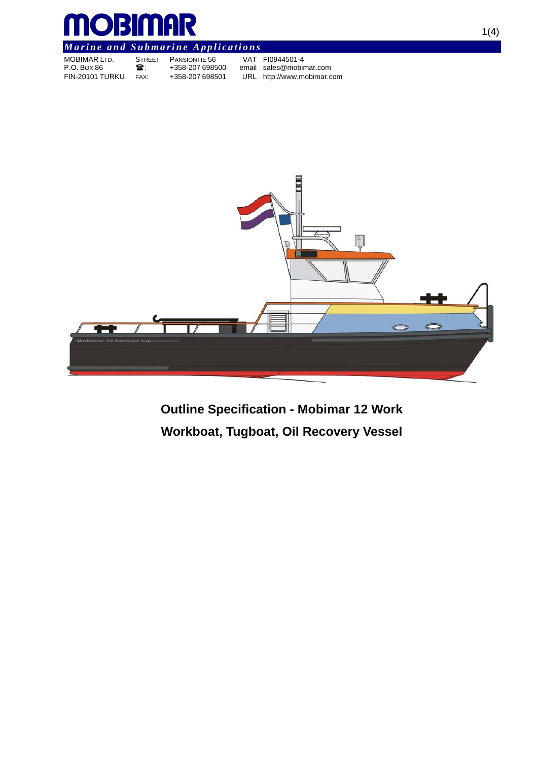# MOBIMAR

*Marine and Submarine Applications*

| MOBIMAR LTD. | STREET | PANSIONTIE 56 | VAT | FI0944501-4 |
| --- | --- | --- | --- | --- |
| P.O. BOX 86 | ☎: | +358-207 698500 | email | sales@mobimar.com |
| FIN-20101 TURKU | FAX: | +358-207 698501 | URL | http://www.mobimar.com |

**Outline Specification - Mobimar 12 Work**

**Workboat, Tugboat, Oil Recovery Vessel**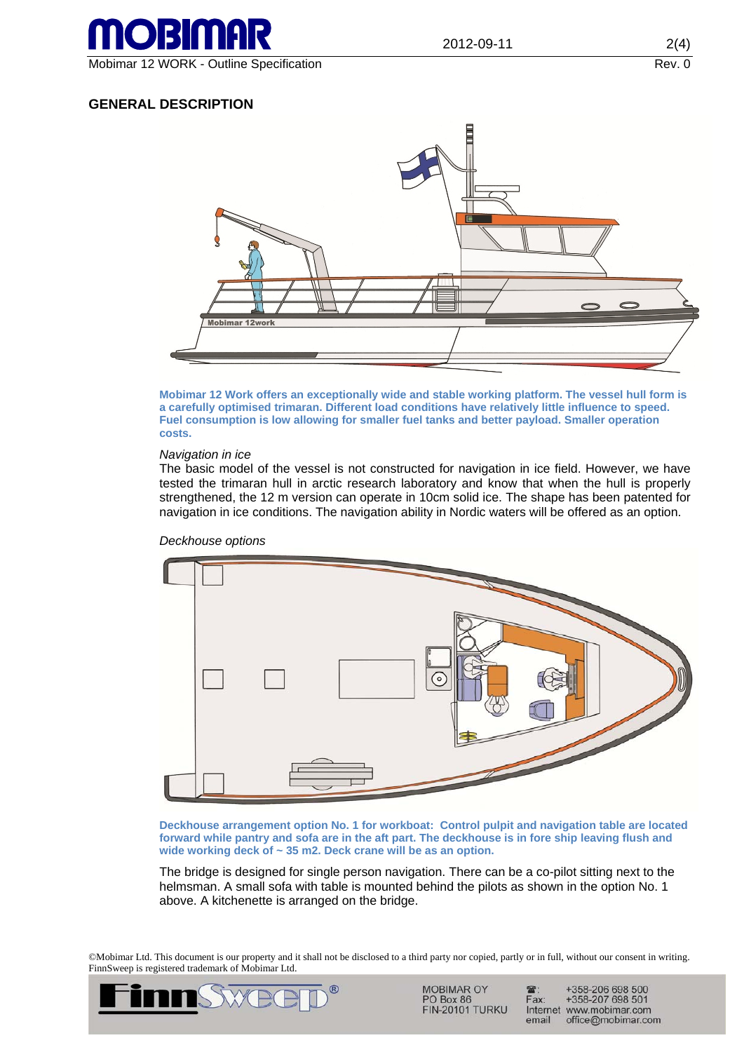## GENERAL DESCRIPTION

**Mobimar 12 Work offers an exceptionally wide and stable working platform. The vessel hull form is a carefully optimised trimaran. Different load conditions have relatively little influence to speed. Fuel consumption is low allowing for smaller fuel tanks and better payload. Smaller operation costs.**

*Navigation in ice*

The basic model of the vessel is not constructed for navigation in ice field. However, we have tested the trimaran hull in arctic research laboratory and know that when the hull is properly strengthened, the 12 m version can operate in 10cm solid ice. The shape has been patented for navigation in ice conditions. The navigation ability in Nordic waters will be offered as an option.

*Deckhouse options*

**Deckhouse arrangement option No. 1 for workboat: Control pulpit and navigation table are located forward while pantry and sofa are in the aft part. The deckhouse is in fore ship leaving flush and wide working deck of ~ 35 m2. Deck crane will be as an option.**

The bridge is designed for single person navigation. There can be a co-pilot sitting next to the helmsman. A small sofa with table is mounted behind the pilots as shown in the option No. 1 above. A kitchenette is arranged on the bridge.

©Mobimar Ltd. This document is our property and it shall not be disclosed to a third party nor copied, partly or in full, without our consent in writing. FinnSweep is registered trademark of Mobimar Ltd.

MOBIMAR OY
PO Box 86
FIN-20101 TURKU

☎: +358-206 698 500
Fax: +358-207 698 501
Internet www.mobimar.com
email office@mobimar.com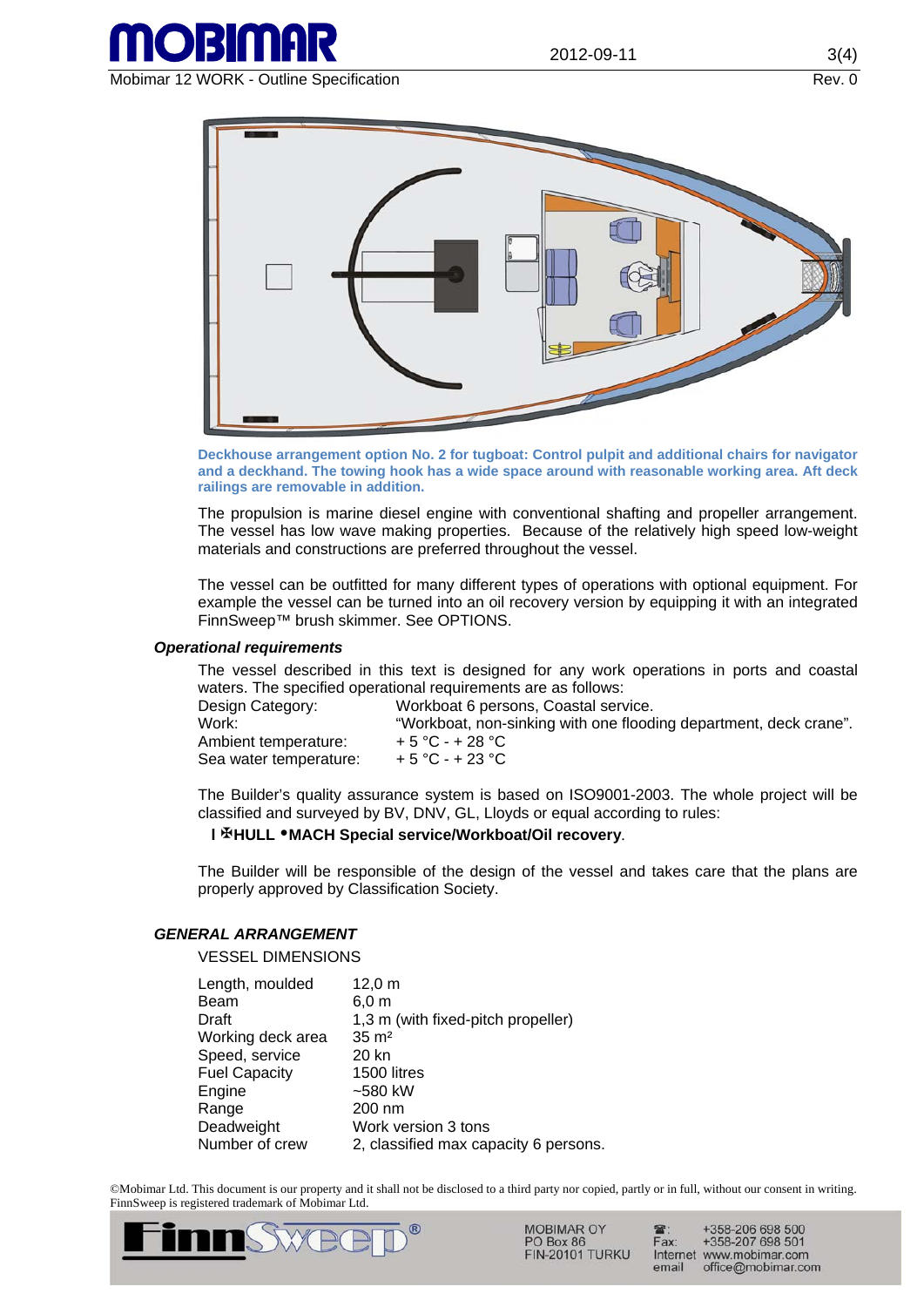**Deckhouse arrangement option No. 2 for tugboat: Control pulpit and additional chairs for navigator and a deckhand. The towing hook has a wide space around with reasonable working area. Aft deck railings are removable in addition.**

The propulsion is marine diesel engine with conventional shafting and propeller arrangement. The vessel has low wave making properties. Because of the relatively high speed low-weight materials and constructions are preferred throughout the vessel.

The vessel can be outfitted for many different types of operations with optional equipment. For example the vessel can be turned into an oil recovery version by equipping it with an integrated FinnSweep™ brush skimmer. See OPTIONS.

### *Operational requirements*

The vessel described in this text is designed for any work operations in ports and coastal waters. The specified operational requirements are as follows:

| | |
|---|---|
| Design Category: | Workboat 6 persons, Coastal service. |
| Work: | "Workboat, non-sinking with one flooding department, deck crane". |
| Ambient temperature: | + 5 °C - + 28 °C |
| Sea water temperature: | + 5 °C - + 23 °C |

The Builder's quality assurance system is based on ISO9001-2003. The whole project will be classified and surveyed by BV, DNV, GL, Lloyds or equal according to rules:

**I ✠HULL •MACH Special service/Workboat/Oil recovery**.

The Builder will be responsible of the design of the vessel and takes care that the plans are properly approved by Classification Society.

## *GENERAL ARRANGEMENT*

VESSEL DIMENSIONS

| | |
|---|---|
| Length, moulded | 12,0 m |
| Beam | 6,0 m |
| Draft | 1,3 m (with fixed-pitch propeller) |
| Working deck area | 35 m² |
| Speed, service | 20 kn |
| Fuel Capacity | 1500 litres |
| Engine | ~580 kW |
| Range | 200 nm |
| Deadweight | Work version 3 tons |
| Number of crew | 2, classified max capacity 6 persons. |

©Mobimar Ltd. This document is our property and it shall not be disclosed to a third party nor copied, partly or in full, without our consent in writing. FinnSweep is registered trademark of Mobimar Ltd.

MOBIMAR OY
PO Box 86
FIN-20101 TURKU

☎: +358-206 698 500
Fax: +358-207 698 501
Internet www.mobimar.com
email office@mobimar.com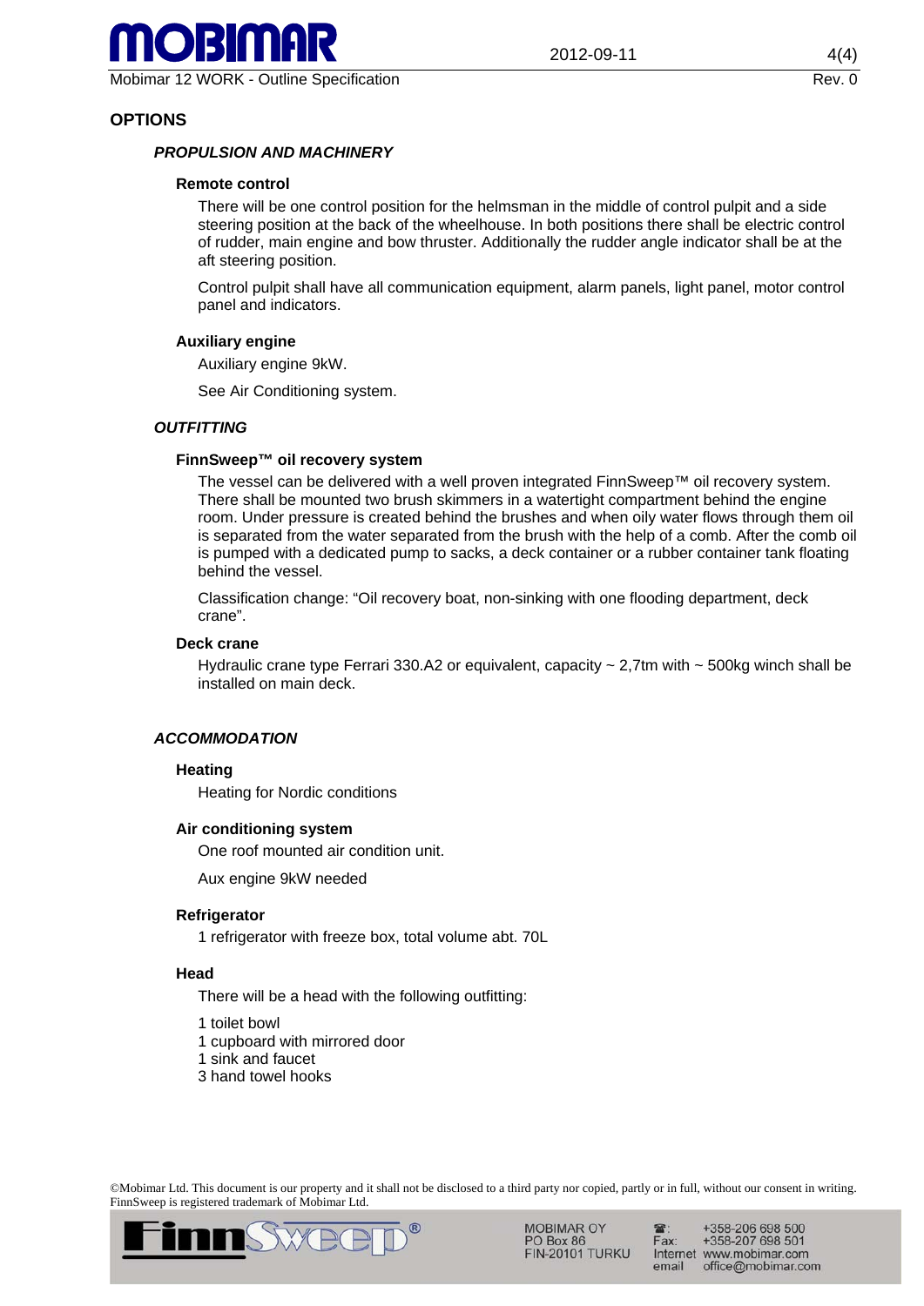## OPTIONS

### *PROPULSION AND MACHINERY*

#### Remote control

There will be one control position for the helmsman in the middle of control pulpit and a side steering position at the back of the wheelhouse. In both positions there shall be electric control of rudder, main engine and bow thruster. Additionally the rudder angle indicator shall be at the aft steering position.

Control pulpit shall have all communication equipment, alarm panels, light panel, motor control panel and indicators.

#### Auxiliary engine

Auxiliary engine 9kW.

See Air Conditioning system.

### *OUTFITTING*

#### FinnSweep™ oil recovery system

The vessel can be delivered with a well proven integrated FinnSweep™ oil recovery system. There shall be mounted two brush skimmers in a watertight compartment behind the engine room. Under pressure is created behind the brushes and when oily water flows through them oil is separated from the water separated from the brush with the help of a comb. After the comb oil is pumped with a dedicated pump to sacks, a deck container or a rubber container tank floating behind the vessel.

Classification change: "Oil recovery boat, non-sinking with one flooding department, deck crane".

#### Deck crane

Hydraulic crane type Ferrari 330.A2 or equivalent, capacity ~ 2,7tm with ~ 500kg winch shall be installed on main deck.

### *ACCOMMODATION*

#### Heating

Heating for Nordic conditions

#### Air conditioning system

One roof mounted air condition unit.

Aux engine 9kW needed

#### Refrigerator

1 refrigerator with freeze box, total volume abt. 70L

#### Head

There will be a head with the following outfitting:

1 toilet bowl
1 cupboard with mirrored door
1 sink and faucet
3 hand towel hooks

©Mobimar Ltd. This document is our property and it shall not be disclosed to a third party nor copied, partly or in full, without our consent in writing. FinnSweep is registered trademark of Mobimar Ltd.

MOBIMAR OY
PO Box 86
FIN-20101 TURKU

☎: +358-206 698 500
Fax: +358-207 698 501
Internet www.mobimar.com
email office@mobimar.com